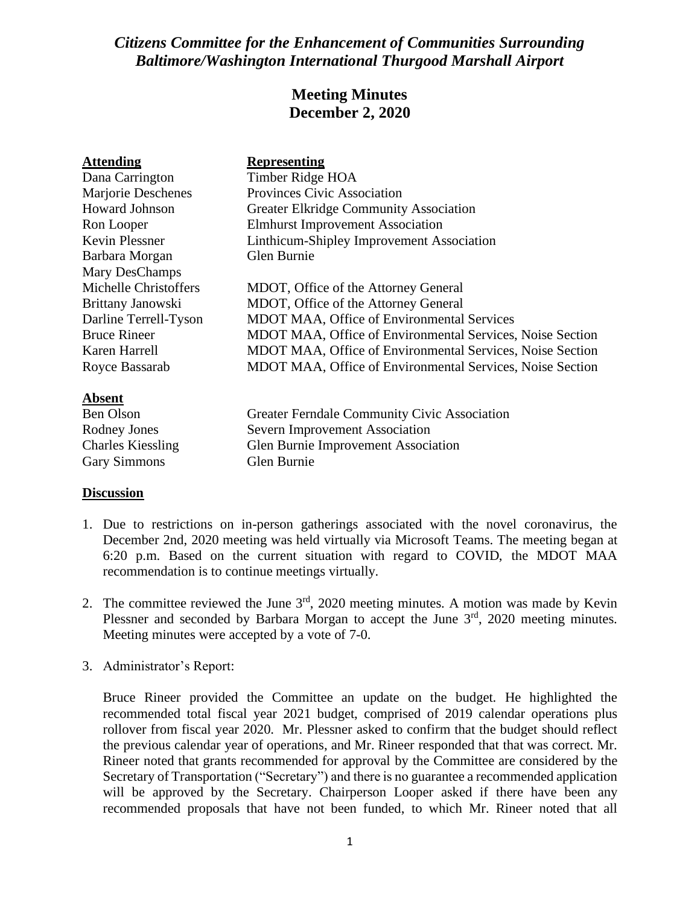# *Citizens Committee for the Enhancement of Communities Surrounding Baltimore/Washington International Thurgood Marshall Airport*

## Meeting Minutes
## December 2, 2020

| **Attending** | **Representing** |
|---|---|
| Dana Carrington | Timber Ridge HOA |
| Marjorie Deschenes | Provinces Civic Association |
| Howard Johnson | Greater Elkridge Community Association |
| Ron Looper | Elmhurst Improvement Association |
| Kevin Plessner | Linthicum-Shipley Improvement Association |
| Barbara Morgan | Glen Burnie |
| Mary DesChamps | |
| Michelle Christoffers | MDOT, Office of the Attorney General |
| Brittany Janowski | MDOT, Office of the Attorney General |
| Darline Terrell-Tyson | MDOT MAA, Office of Environmental Services |
| Bruce Rineer | MDOT MAA, Office of Environmental Services, Noise Section |
| Karen Harrell | MDOT MAA, Office of Environmental Services, Noise Section |
| Royce Bassarab | MDOT MAA, Office of Environmental Services, Noise Section |

**Absent**

| | |
|---|---|
| Ben Olson | Greater Ferndale Community Civic Association |
| Rodney Jones | Severn Improvement Association |
| Charles Kiessling | Glen Burnie Improvement Association |
| Gary Simmons | Glen Burnie |

**Discussion**

1. Due to restrictions on in-person gatherings associated with the novel coronavirus, the December 2nd, 2020 meeting was held virtually via Microsoft Teams. The meeting began at 6:20 p.m. Based on the current situation with regard to COVID, the MDOT MAA recommendation is to continue meetings virtually.

2. The committee reviewed the June 3rd, 2020 meeting minutes. A motion was made by Kevin Plessner and seconded by Barbara Morgan to accept the June 3rd, 2020 meeting minutes. Meeting minutes were accepted by a vote of 7-0.

3. Administrator's Report:

   Bruce Rineer provided the Committee an update on the budget. He highlighted the recommended total fiscal year 2021 budget, comprised of 2019 calendar operations plus rollover from fiscal year 2020. Mr. Plessner asked to confirm that the budget should reflect the previous calendar year of operations, and Mr. Rineer responded that that was correct. Mr. Rineer noted that grants recommended for approval by the Committee are considered by the Secretary of Transportation ("Secretary") and there is no guarantee a recommended application will be approved by the Secretary. Chairperson Looper asked if there have been any recommended proposals that have not been funded, to which Mr. Rineer noted that all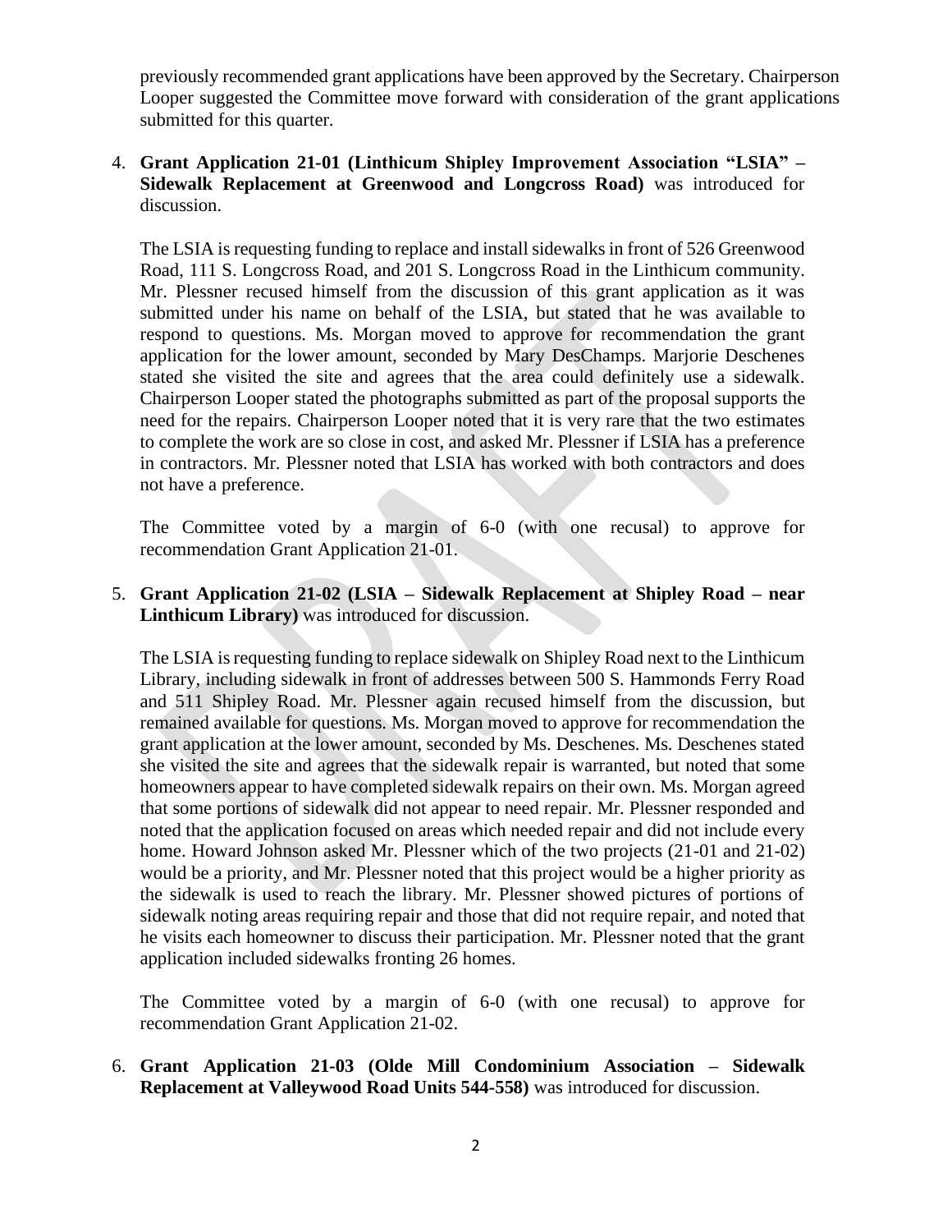previously recommended grant applications have been approved by the Secretary. Chairperson Looper suggested the Committee move forward with consideration of the grant applications submitted for this quarter.

4. **Grant Application 21-01 (Linthicum Shipley Improvement Association "LSIA" – Sidewalk Replacement at Greenwood and Longcross Road)** was introduced for discussion.

   The LSIA is requesting funding to replace and install sidewalks in front of 526 Greenwood Road, 111 S. Longcross Road, and 201 S. Longcross Road in the Linthicum community. Mr. Plessner recused himself from the discussion of this grant application as it was submitted under his name on behalf of the LSIA, but stated that he was available to respond to questions. Ms. Morgan moved to approve for recommendation the grant application for the lower amount, seconded by Mary DesChamps. Marjorie Deschenes stated she visited the site and agrees that the area could definitely use a sidewalk. Chairperson Looper stated the photographs submitted as part of the proposal supports the need for the repairs. Chairperson Looper noted that it is very rare that the two estimates to complete the work are so close in cost, and asked Mr. Plessner if LSIA has a preference in contractors. Mr. Plessner noted that LSIA has worked with both contractors and does not have a preference.

   The Committee voted by a margin of 6-0 (with one recusal) to approve for recommendation Grant Application 21-01.

5. **Grant Application 21-02 (LSIA – Sidewalk Replacement at Shipley Road – near Linthicum Library)** was introduced for discussion.

   The LSIA is requesting funding to replace sidewalk on Shipley Road next to the Linthicum Library, including sidewalk in front of addresses between 500 S. Hammonds Ferry Road and 511 Shipley Road. Mr. Plessner again recused himself from the discussion, but remained available for questions. Ms. Morgan moved to approve for recommendation the grant application at the lower amount, seconded by Ms. Deschenes. Ms. Deschenes stated she visited the site and agrees that the sidewalk repair is warranted, but noted that some homeowners appear to have completed sidewalk repairs on their own. Ms. Morgan agreed that some portions of sidewalk did not appear to need repair. Mr. Plessner responded and noted that the application focused on areas which needed repair and did not include every home. Howard Johnson asked Mr. Plessner which of the two projects (21-01 and 21-02) would be a priority, and Mr. Plessner noted that this project would be a higher priority as the sidewalk is used to reach the library. Mr. Plessner showed pictures of portions of sidewalk noting areas requiring repair and those that did not require repair, and noted that he visits each homeowner to discuss their participation. Mr. Plessner noted that the grant application included sidewalks fronting 26 homes.

   The Committee voted by a margin of 6-0 (with one recusal) to approve for recommendation Grant Application 21-02.

6. **Grant Application 21-03 (Olde Mill Condominium Association – Sidewalk Replacement at Valleywood Road Units 544-558)** was introduced for discussion.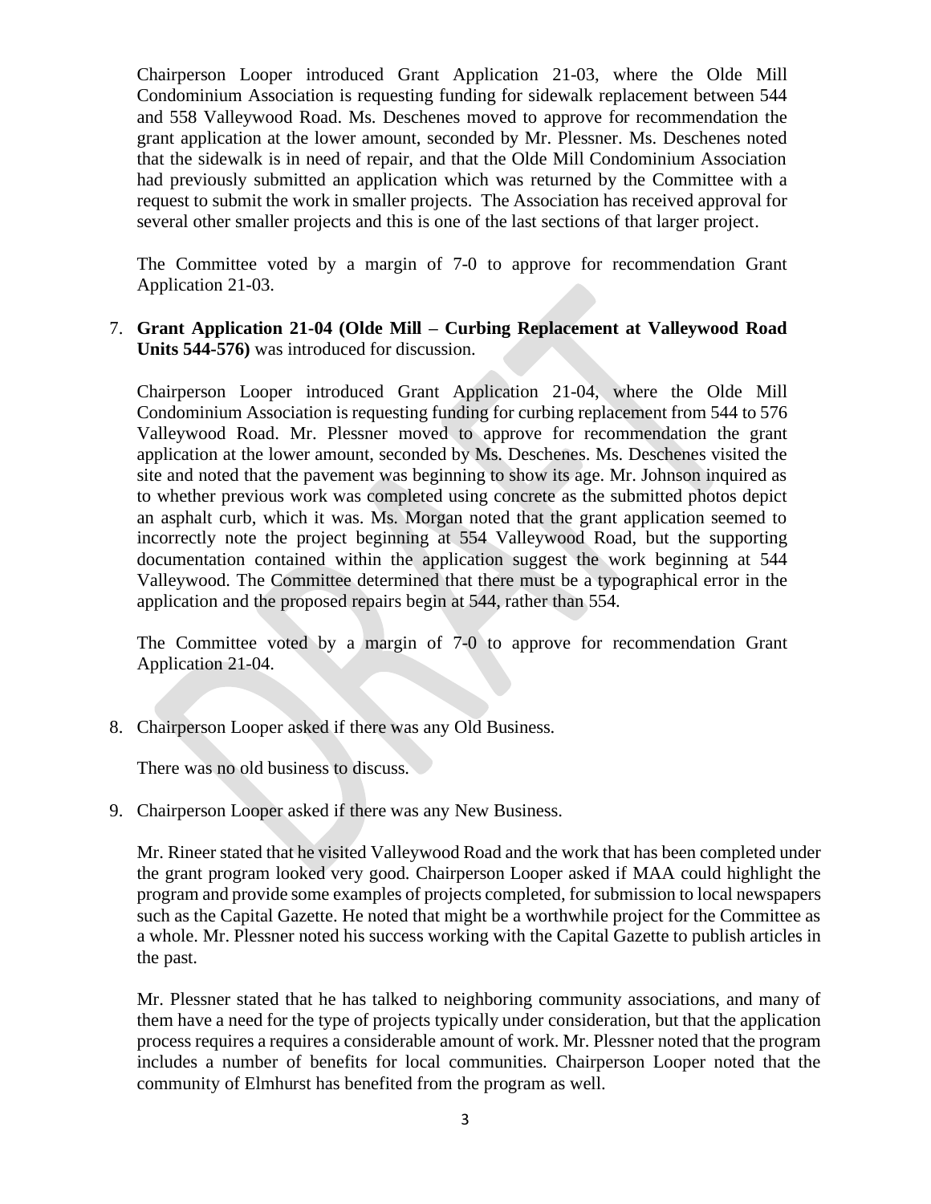Chairperson Looper introduced Grant Application 21-03, where the Olde Mill Condominium Association is requesting funding for sidewalk replacement between 544 and 558 Valleywood Road. Ms. Deschenes moved to approve for recommendation the grant application at the lower amount, seconded by Mr. Plessner. Ms. Deschenes noted that the sidewalk is in need of repair, and that the Olde Mill Condominium Association had previously submitted an application which was returned by the Committee with a request to submit the work in smaller projects. The Association has received approval for several other smaller projects and this is one of the last sections of that larger project.

The Committee voted by a margin of 7-0 to approve for recommendation Grant Application 21-03.

7. **Grant Application 21-04 (Olde Mill – Curbing Replacement at Valleywood Road Units 544-576)** was introduced for discussion.

   Chairperson Looper introduced Grant Application 21-04, where the Olde Mill Condominium Association is requesting funding for curbing replacement from 544 to 576 Valleywood Road. Mr. Plessner moved to approve for recommendation the grant application at the lower amount, seconded by Ms. Deschenes. Ms. Deschenes visited the site and noted that the pavement was beginning to show its age. Mr. Johnson inquired as to whether previous work was completed using concrete as the submitted photos depict an asphalt curb, which it was. Ms. Morgan noted that the grant application seemed to incorrectly note the project beginning at 554 Valleywood Road, but the supporting documentation contained within the application suggest the work beginning at 544 Valleywood. The Committee determined that there must be a typographical error in the application and the proposed repairs begin at 544, rather than 554.

   The Committee voted by a margin of 7-0 to approve for recommendation Grant Application 21-04.

8. Chairperson Looper asked if there was any Old Business.

   There was no old business to discuss.

9. Chairperson Looper asked if there was any New Business.

   Mr. Rineer stated that he visited Valleywood Road and the work that has been completed under the grant program looked very good. Chairperson Looper asked if MAA could highlight the program and provide some examples of projects completed, for submission to local newspapers such as the Capital Gazette. He noted that might be a worthwhile project for the Committee as a whole. Mr. Plessner noted his success working with the Capital Gazette to publish articles in the past.

   Mr. Plessner stated that he has talked to neighboring community associations, and many of them have a need for the type of projects typically under consideration, but that the application process requires a requires a considerable amount of work. Mr. Plessner noted that the program includes a number of benefits for local communities. Chairperson Looper noted that the community of Elmhurst has benefited from the program as well.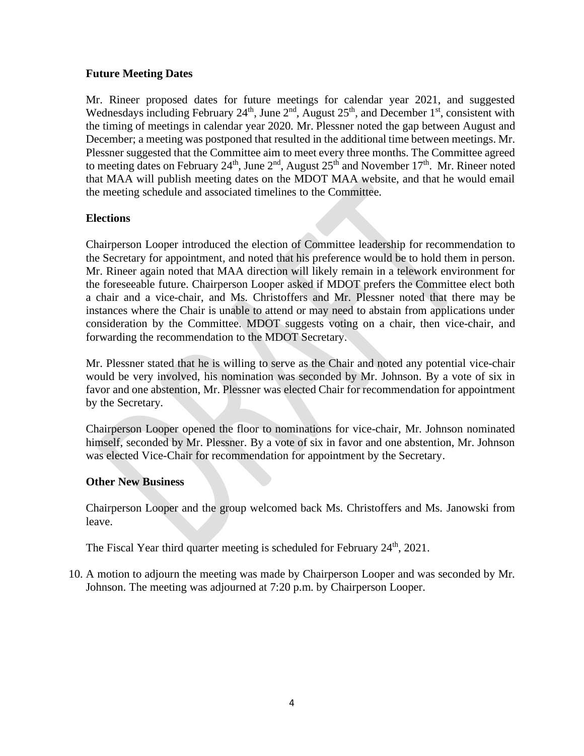**Future Meeting Dates**

Mr. Rineer proposed dates for future meetings for calendar year 2021, and suggested Wednesdays including February 24th, June 2nd, August 25th, and December 1st, consistent with the timing of meetings in calendar year 2020. Mr. Plessner noted the gap between August and December; a meeting was postponed that resulted in the additional time between meetings. Mr. Plessner suggested that the Committee aim to meet every three months. The Committee agreed to meeting dates on February 24th, June 2nd, August 25th and November 17th. Mr. Rineer noted that MAA will publish meeting dates on the MDOT MAA website, and that he would email the meeting schedule and associated timelines to the Committee.

**Elections**

Chairperson Looper introduced the election of Committee leadership for recommendation to the Secretary for appointment, and noted that his preference would be to hold them in person. Mr. Rineer again noted that MAA direction will likely remain in a telework environment for the foreseeable future. Chairperson Looper asked if MDOT prefers the Committee elect both a chair and a vice-chair, and Ms. Christoffers and Mr. Plessner noted that there may be instances where the Chair is unable to attend or may need to abstain from applications under consideration by the Committee. MDOT suggests voting on a chair, then vice-chair, and forwarding the recommendation to the MDOT Secretary.

Mr. Plessner stated that he is willing to serve as the Chair and noted any potential vice-chair would be very involved, his nomination was seconded by Mr. Johnson. By a vote of six in favor and one abstention, Mr. Plessner was elected Chair for recommendation for appointment by the Secretary.

Chairperson Looper opened the floor to nominations for vice-chair, Mr. Johnson nominated himself, seconded by Mr. Plessner. By a vote of six in favor and one abstention, Mr. Johnson was elected Vice-Chair for recommendation for appointment by the Secretary.

**Other New Business**

Chairperson Looper and the group welcomed back Ms. Christoffers and Ms. Janowski from leave.

The Fiscal Year third quarter meeting is scheduled for February 24th, 2021.

10. A motion to adjourn the meeting was made by Chairperson Looper and was seconded by Mr. Johnson. The meeting was adjourned at 7:20 p.m. by Chairperson Looper.